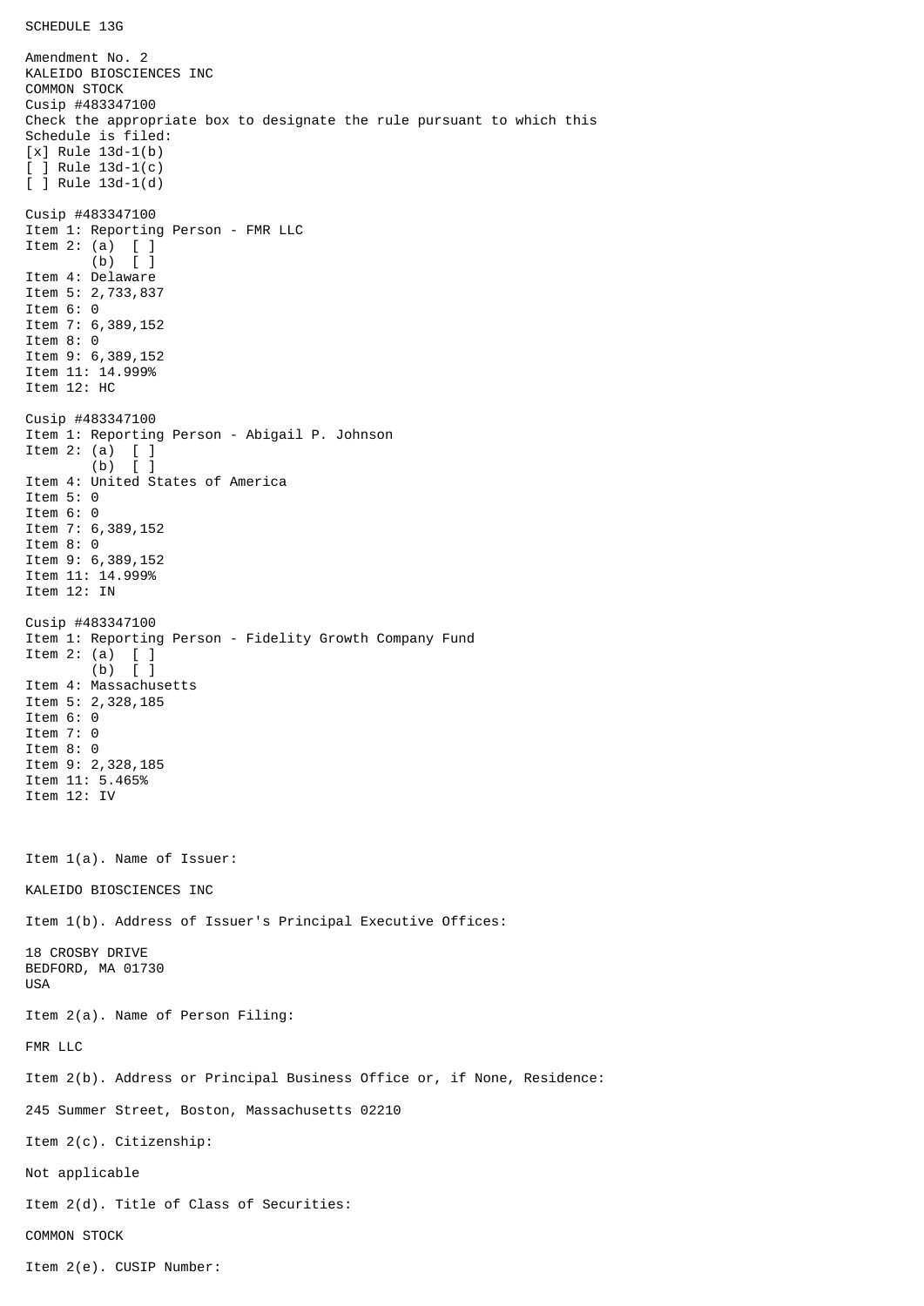SCHEDULE 13G

Amendment No. 2
KALEIDO BIOSCIENCES INC
COMMON STOCK
Cusip #483347100
Check the appropriate box to designate the rule pursuant to which this Schedule is filed:
[x] Rule 13d-1(b)
[ ] Rule 13d-1(c)
[ ] Rule 13d-1(d)

Cusip #483347100
Item 1: Reporting Person - FMR LLC
Item 2: (a) [ ]
(b) [ ]
Item 4: Delaware
Item 5: 2,733,837
Item 6: 0
Item 7: 6,389,152
Item 8: 0
Item 9: 6,389,152
Item 11: 14.999%
Item 12: HC

Cusip #483347100
Item 1: Reporting Person - Abigail P. Johnson
Item 2: (a) [ ]
(b) [ ]
Item 4: United States of America
Item 5: 0
Item 6: 0
Item 7: 6,389,152
Item 8: 0
Item 9: 6,389,152
Item 11: 14.999%
Item 12: IN

Cusip #483347100
Item 1: Reporting Person - Fidelity Growth Company Fund
Item 2: (a) [ ]
(b) [ ]
Item 4: Massachusetts
Item 5: 2,328,185
Item 6: 0
Item 7: 0
Item 8: 0
Item 9: 2,328,185
Item 11: 5.465%
Item 12: IV

Item 1(a). Name of Issuer:

KALEIDO BIOSCIENCES INC

Item 1(b). Address of Issuer's Principal Executive Offices:

18 CROSBY DRIVE
BEDFORD, MA 01730
USA

Item 2(a). Name of Person Filing:

FMR LLC

Item 2(b). Address or Principal Business Office or, if None, Residence:

245 Summer Street, Boston, Massachusetts 02210

Item 2(c). Citizenship:

Not applicable

Item 2(d). Title of Class of Securities:

COMMON STOCK

Item 2(e). CUSIP Number: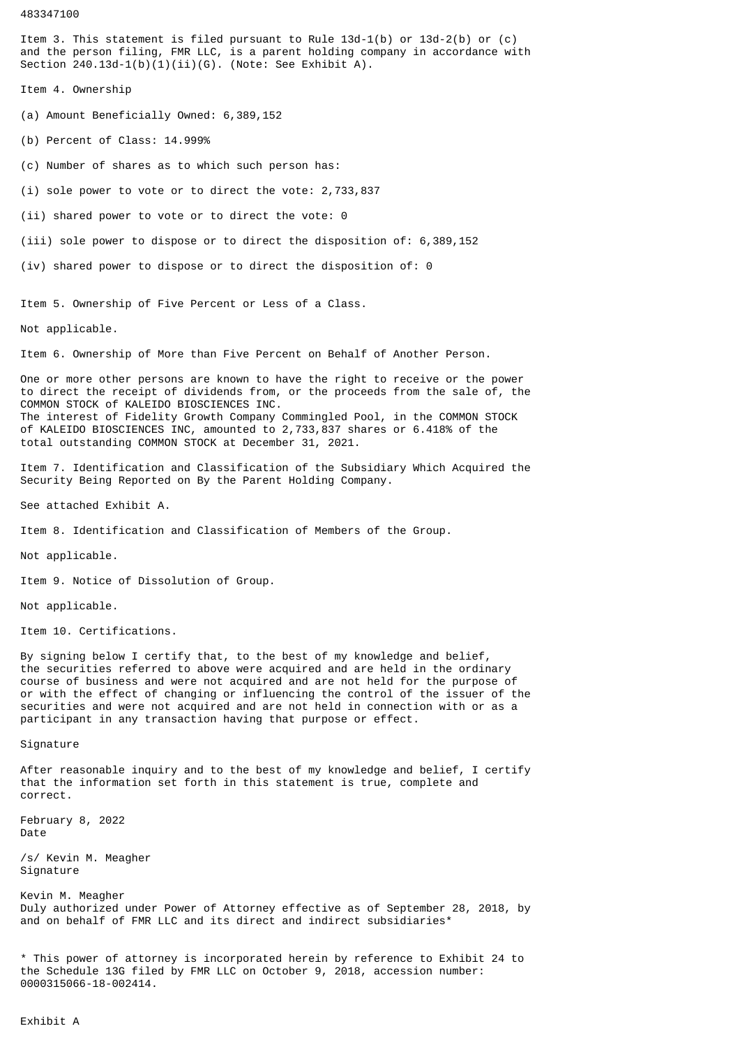483347100

Item 3. This statement is filed pursuant to Rule 13d-1(b) or 13d-2(b) or (c) and the person filing, FMR LLC, is a parent holding company in accordance with Section 240.13d-1(b)(1)(ii)(G). (Note: See Exhibit A).

Item 4. Ownership

(a) Amount Beneficially Owned: 6,389,152

(b) Percent of Class: 14.999%

(c) Number of shares as to which such person has:

(i) sole power to vote or to direct the vote: 2,733,837

(ii) shared power to vote or to direct the vote: 0

(iii) sole power to dispose or to direct the disposition of: 6,389,152

(iv) shared power to dispose or to direct the disposition of: 0

Item 5. Ownership of Five Percent or Less of a Class.

Not applicable.

Item 6. Ownership of More than Five Percent on Behalf of Another Person.

One or more other persons are known to have the right to receive or the power to direct the receipt of dividends from, or the proceeds from the sale of, the COMMON STOCK of KALEIDO BIOSCIENCES INC.
The interest of Fidelity Growth Company Commingled Pool, in the COMMON STOCK of KALEIDO BIOSCIENCES INC, amounted to 2,733,837 shares or 6.418% of the total outstanding COMMON STOCK at December 31, 2021.

Item 7. Identification and Classification of the Subsidiary Which Acquired the Security Being Reported on By the Parent Holding Company.

See attached Exhibit A.

Item 8. Identification and Classification of Members of the Group.

Not applicable.

Item 9. Notice of Dissolution of Group.

Not applicable.

Item 10. Certifications.

By signing below I certify that, to the best of my knowledge and belief, the securities referred to above were acquired and are held in the ordinary course of business and were not acquired and are not held for the purpose of or with the effect of changing or influencing the control of the issuer of the securities and were not acquired and are not held in connection with or as a participant in any transaction having that purpose or effect.

Signature

After reasonable inquiry and to the best of my knowledge and belief, I certify that the information set forth in this statement is true, complete and correct.

February 8, 2022
Date

/s/ Kevin M. Meagher
Signature

Kevin M. Meagher
Duly authorized under Power of Attorney effective as of September 28, 2018, by and on behalf of FMR LLC and its direct and indirect subsidiaries*

* This power of attorney is incorporated herein by reference to Exhibit 24 to the Schedule 13G filed by FMR LLC on October 9, 2018, accession number: 0000315066-18-002414.

Exhibit A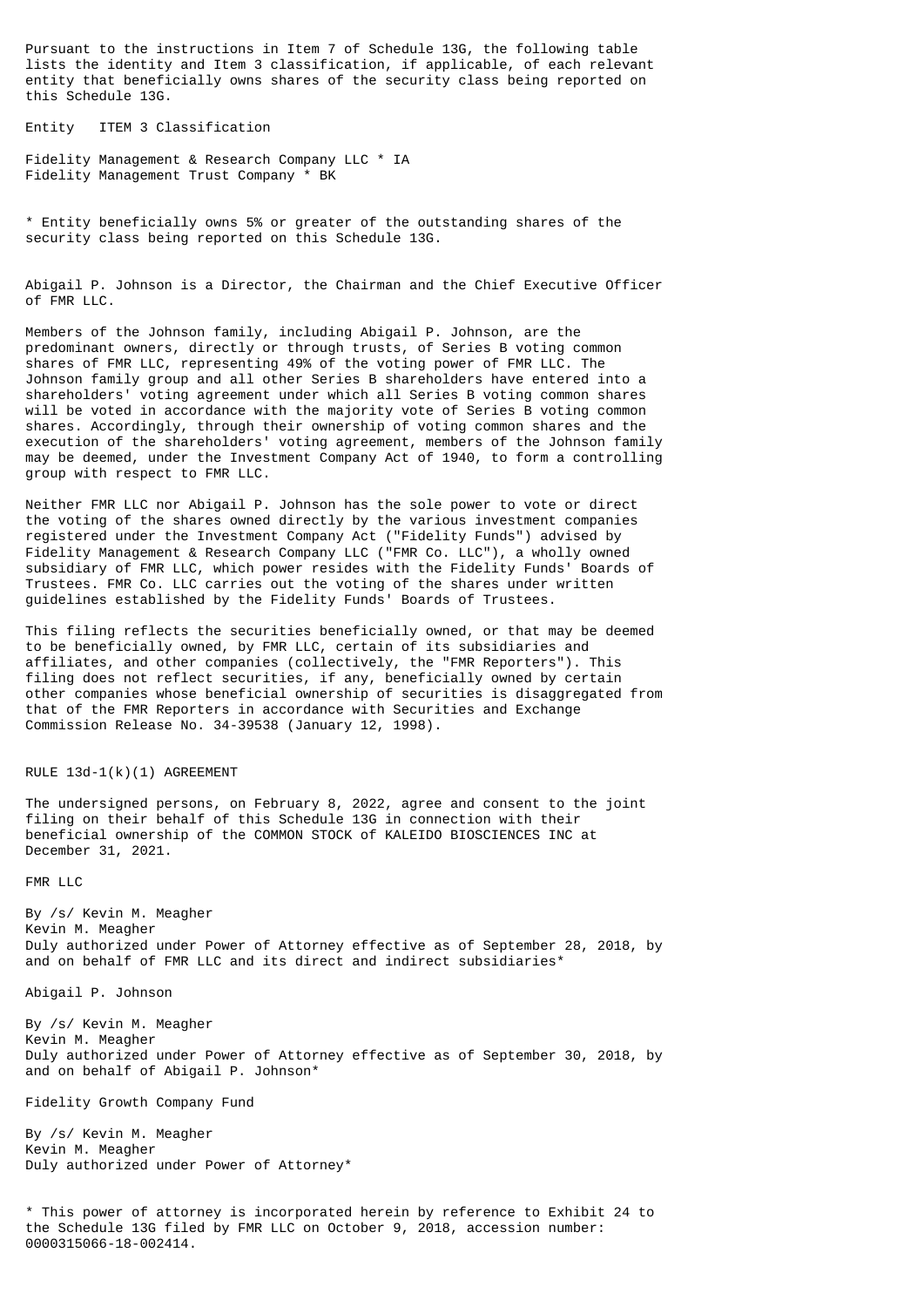Pursuant to the instructions in Item 7 of Schedule 13G, the following table lists the identity and Item 3 classification, if applicable, of each relevant entity that beneficially owns shares of the security class being reported on this Schedule 13G.

Entity ITEM 3 Classification

Fidelity Management & Research Company LLC * IA
Fidelity Management Trust Company * BK

* Entity beneficially owns 5% or greater of the outstanding shares of the security class being reported on this Schedule 13G.

Abigail P. Johnson is a Director, the Chairman and the Chief Executive Officer of FMR LLC.

Members of the Johnson family, including Abigail P. Johnson, are the predominant owners, directly or through trusts, of Series B voting common shares of FMR LLC, representing 49% of the voting power of FMR LLC. The Johnson family group and all other Series B shareholders have entered into a shareholders' voting agreement under which all Series B voting common shares will be voted in accordance with the majority vote of Series B voting common shares. Accordingly, through their ownership of voting common shares and the execution of the shareholders' voting agreement, members of the Johnson family may be deemed, under the Investment Company Act of 1940, to form a controlling group with respect to FMR LLC.

Neither FMR LLC nor Abigail P. Johnson has the sole power to vote or direct the voting of the shares owned directly by the various investment companies registered under the Investment Company Act ("Fidelity Funds") advised by Fidelity Management & Research Company LLC ("FMR Co. LLC"), a wholly owned subsidiary of FMR LLC, which power resides with the Fidelity Funds' Boards of Trustees. FMR Co. LLC carries out the voting of the shares under written guidelines established by the Fidelity Funds' Boards of Trustees.

This filing reflects the securities beneficially owned, or that may be deemed to be beneficially owned, by FMR LLC, certain of its subsidiaries and affiliates, and other companies (collectively, the "FMR Reporters"). This filing does not reflect securities, if any, beneficially owned by certain other companies whose beneficial ownership of securities is disaggregated from that of the FMR Reporters in accordance with Securities and Exchange Commission Release No. 34-39538 (January 12, 1998).

RULE 13d-1(k)(1) AGREEMENT

The undersigned persons, on February 8, 2022, agree and consent to the joint filing on their behalf of this Schedule 13G in connection with their beneficial ownership of the COMMON STOCK of KALEIDO BIOSCIENCES INC at December 31, 2021.

FMR LLC

By /s/ Kevin M. Meagher
Kevin M. Meagher
Duly authorized under Power of Attorney effective as of September 28, 2018, by and on behalf of FMR LLC and its direct and indirect subsidiaries*

Abigail P. Johnson

By /s/ Kevin M. Meagher
Kevin M. Meagher
Duly authorized under Power of Attorney effective as of September 30, 2018, by and on behalf of Abigail P. Johnson*

Fidelity Growth Company Fund

By /s/ Kevin M. Meagher
Kevin M. Meagher
Duly authorized under Power of Attorney*

* This power of attorney is incorporated herein by reference to Exhibit 24 to the Schedule 13G filed by FMR LLC on October 9, 2018, accession number: 0000315066-18-002414.